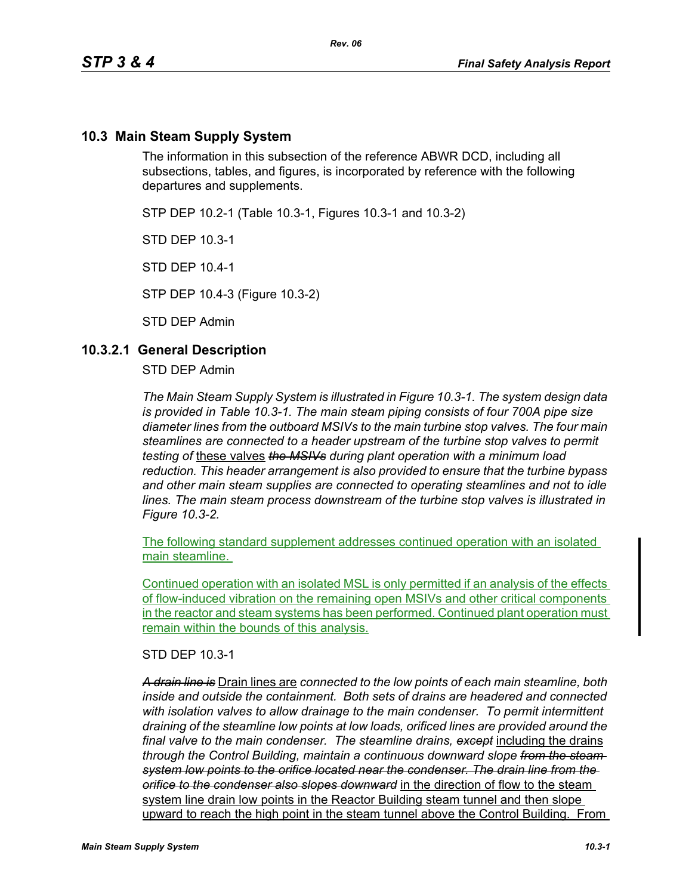## 10.3 Main Steam Supply System

The information in this subsection of the reference ABWR DCD, including all subsections, tables, and figures, is incorporated by reference with the following departures and supplements.

STP DEP 10.2-1 (Table 10.3-1, Figures 10.3-1 and 10.3-2)

STD DEP 10.3-1

STD DEP 10.4-1

STP DEP 10.4-3 (Figure 10.3-2)

STD DEP Admin

### 10.3.2.1 General Description

STD DEP Admin

*The Main Steam Supply System is illustrated in Figure 10.3-1. The system design data is provided in Table 10.3-1. The main steam piping consists of four 700A pipe size diameter lines from the outboard MSIVs to the main turbine stop valves. The four main steamlines are connected to a header upstream of the turbine stop valves to permit testing of* <u>these valves</u> ~~*the MSIVs*~~ *during plant operation with a minimum load reduction. This header arrangement is also provided to ensure that the turbine bypass and other main steam supplies are connected to operating steamlines and not to idle lines. The main steam process downstream of the turbine stop valves is illustrated in Figure 10.3-2.*

<u>The following standard supplement addresses continued operation with an isolated main steamline.</u>

<u>Continued operation with an isolated MSL is only permitted if an analysis of the effects of flow-induced vibration on the remaining open MSIVs and other critical components in the reactor and steam systems has been performed. Continued plant operation must remain within the bounds of this analysis.</u>

STD DEP 10.3-1

~~*A drain line is*~~ <u>Drain lines are</u> *connected to the low points of each main steamline, both inside and outside the containment. Both sets of drains are headered and connected with isolation valves to allow drainage to the main condenser. To permit intermittent draining of the steamline low points at low loads, orificed lines are provided around the final valve to the main condenser. The steamline drains,* ~~*except*~~ <u>including the drains</u> *through the Control Building, maintain a continuous downward slope* ~~*from the steam system low points to the orifice located near the condenser. The drain line from the orifice to the condenser also slopes downward*~~ <u>in the direction of flow to the steam system line drain low points in the Reactor Building steam tunnel and then slope upward to reach the high point in the steam tunnel above the Control Building. From</u>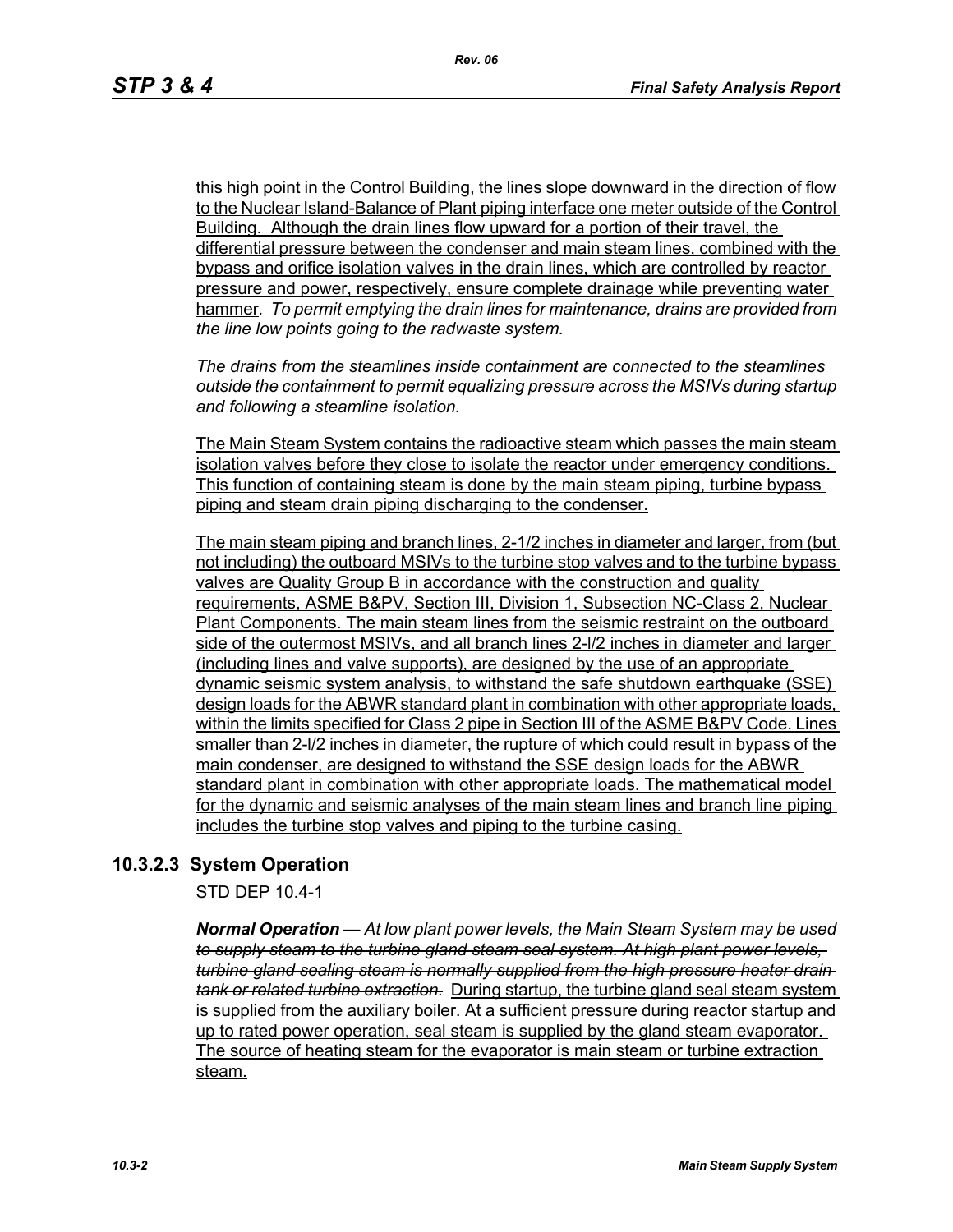this high point in the Control Building, the lines slope downward in the direction of flow to the Nuclear Island-Balance of Plant piping interface one meter outside of the Control Building. Although the drain lines flow upward for a portion of their travel, the differential pressure between the condenser and main steam lines, combined with the bypass and orifice isolation valves in the drain lines, which are controlled by reactor pressure and power, respectively, ensure complete drainage while preventing water hammer. *To permit emptying the drain lines for maintenance, drains are provided from the line low points going to the radwaste system.*

*The drains from the steamlines inside containment are connected to the steamlines outside the containment to permit equalizing pressure across the MSIVs during startup and following a steamline isolation.*

The Main Steam System contains the radioactive steam which passes the main steam isolation valves before they close to isolate the reactor under emergency conditions. This function of containing steam is done by the main steam piping, turbine bypass piping and steam drain piping discharging to the condenser.

The main steam piping and branch lines, 2-1/2 inches in diameter and larger, from (but not including) the outboard MSIVs to the turbine stop valves and to the turbine bypass valves are Quality Group B in accordance with the construction and quality requirements, ASME B&PV, Section III, Division 1, Subsection NC-Class 2, Nuclear Plant Components. The main steam lines from the seismic restraint on the outboard side of the outermost MSIVs, and all branch lines 2-l/2 inches in diameter and larger (including lines and valve supports), are designed by the use of an appropriate dynamic seismic system analysis, to withstand the safe shutdown earthquake (SSE) design loads for the ABWR standard plant in combination with other appropriate loads, within the limits specified for Class 2 pipe in Section III of the ASME B&PV Code. Lines smaller than 2-l/2 inches in diameter, the rupture of which could result in bypass of the main condenser, are designed to withstand the SSE design loads for the ABWR standard plant in combination with other appropriate loads. The mathematical model for the dynamic and seismic analyses of the main steam lines and branch line piping includes the turbine stop valves and piping to the turbine casing.

### 10.3.2.3 System Operation

STD DEP 10.4-1

***Normal Operation*** — ~~*At low plant power levels, the Main Steam System may be used to supply steam to the turbine gland steam seal system. At high plant power levels, turbine gland sealing steam is normally supplied from the high pressure heater drain tank or related turbine extraction.*~~ During startup, the turbine seal steam system is supplied from the auxiliary boiler. At a sufficient pressure during reactor startup and up to rated power operation, seal steam is supplied by the gland steam evaporator. The source of heating steam for the evaporator is main steam or turbine extraction steam.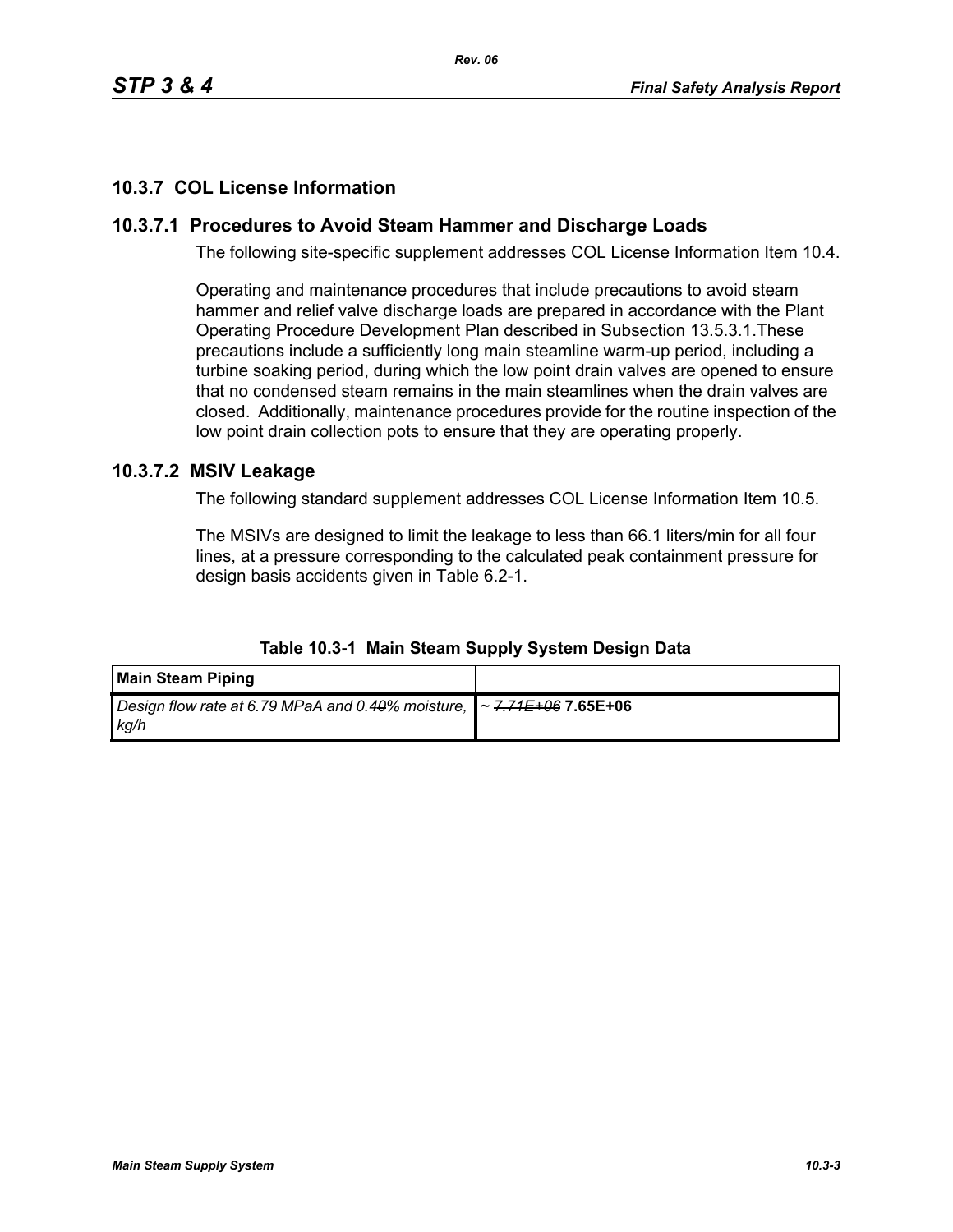## 10.3.7 COL License Information

### 10.3.7.1 Procedures to Avoid Steam Hammer and Discharge Loads

The following site-specific supplement addresses COL License Information Item 10.4.

Operating and maintenance procedures that include precautions to avoid steam hammer and relief valve discharge loads are prepared in accordance with the Plant Operating Procedure Development Plan described in Subsection 13.5.3.1.These precautions include a sufficiently long main steamline warm-up period, including a turbine soaking period, during which the low point drain valves are opened to ensure that no condensed steam remains in the main steamlines when the drain valves are closed. Additionally, maintenance procedures provide for the routine inspection of the low point drain collection pots to ensure that they are operating properly.

### 10.3.7.2 MSIV Leakage

The following standard supplement addresses COL License Information Item 10.5.

The MSIVs are designed to limit the leakage to less than 66.1 liters/min for all four lines, at a pressure corresponding to the calculated peak containment pressure for design basis accidents given in Table 6.2-1.

**Table 10.3-1 Main Steam Supply System Design Data**

| **Main Steam Piping** | |
|---|---|
| *Design flow rate at 6.79 MPaA and 0.4~~0~~% moisture, kg/h* | ~ ~~*7.71E+06*~~ **7.65E+06** |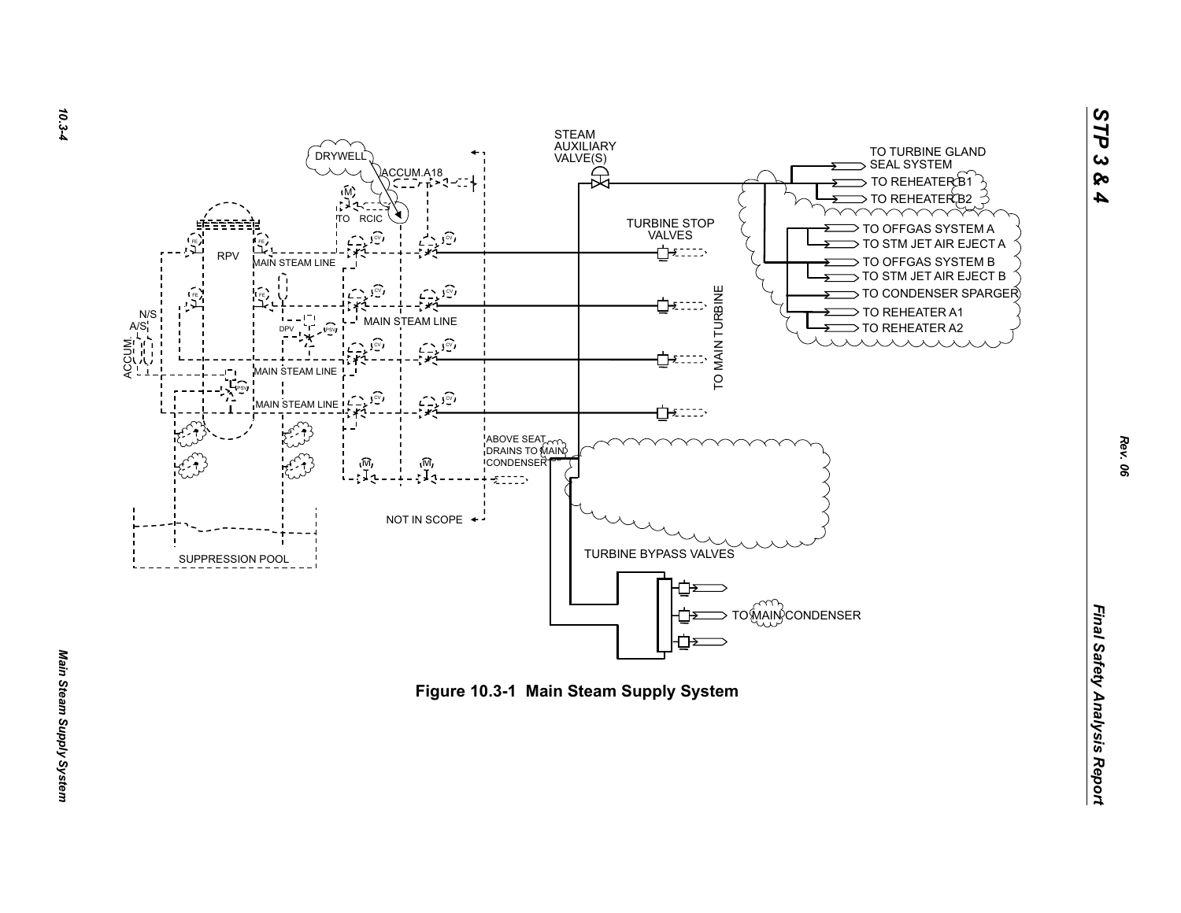STEAM AUXILIARY VALVE(S)

TO TURBINE GLAND SEAL SYSTEM

TO REHEATER B1

TO REHEATER B2

DRYWELL

ACCUM.A18

TO RCIC

TURBINE STOP VALVES

TO OFFGAS SYSTEM A

TO STM JET AIR EJECT A

RPV

MAIN STEAM LINE

TO OFFGAS SYSTEM B

TO STM JET AIR EJECT B

TO CONDENSER SPARGER

TO REHEATER A1

TO REHEATER A2

N/S

A/S

ACCUM.

DPV

MAIN STEAM LINE

TO MAIN TURBINE

MAIN STEAM LINE

MAIN STEAM LINE

ABOVE SEAT DRAINS TO MAIN CONDENSER

NOT IN SCOPE

SUPPRESSION POOL

TURBINE BYPASS VALVES

TO MAIN CONDENSER

**Figure 10.3-1 Main Steam Supply System**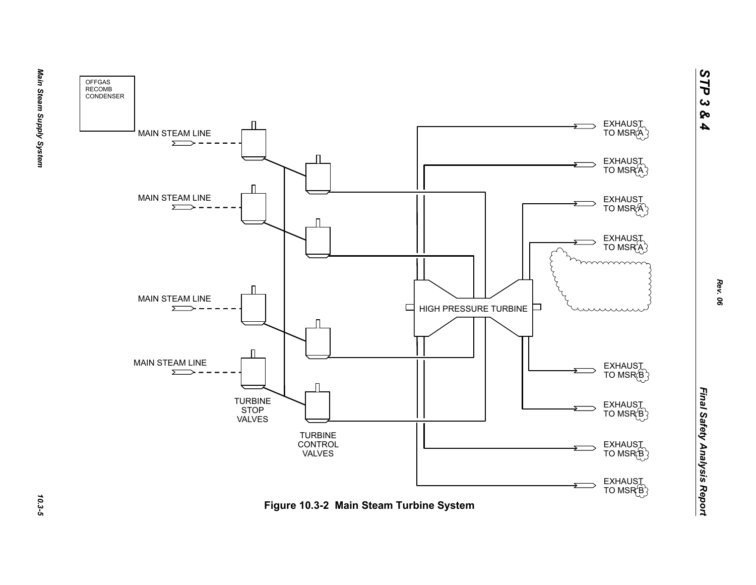OFFGAS RECOMB CONDENSER

MAIN STEAM LINE

MAIN STEAM LINE

MAIN STEAM LINE

MAIN STEAM LINE

TURBINE STOP VALVES

TURBINE CONTROL VALVES

HIGH PRESSURE TURBINE

EXHAUST TO MSR A

EXHAUST TO MSR A

EXHAUST TO MSR A

EXHAUST TO MSR A

EXHAUST TO MSR B

EXHAUST TO MSR B

EXHAUST TO MSR B

EXHAUST TO MSR B

**Figure 10.3-2 Main Steam Turbine System**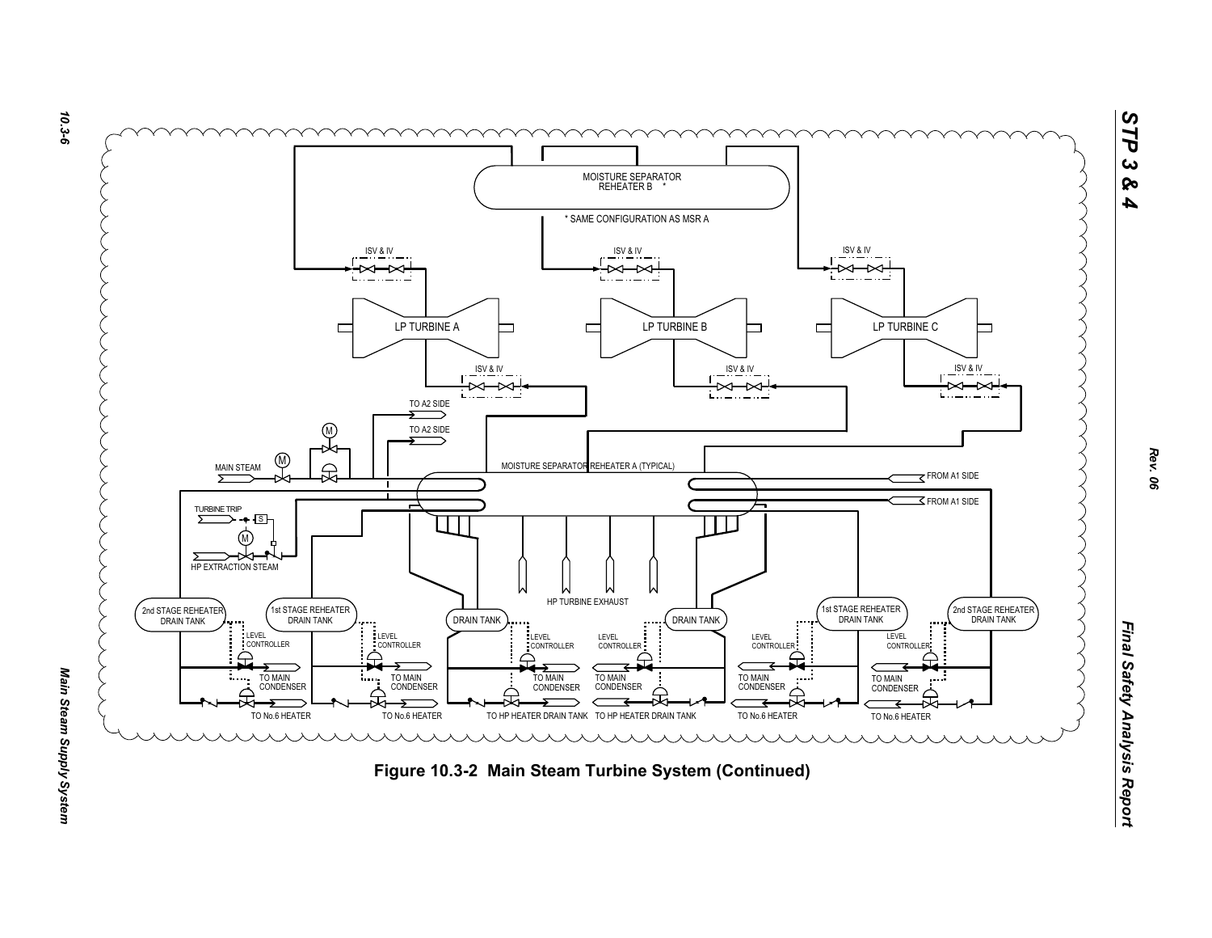MOISTURE SEPARATOR
REHEATER B *

* SAME CONFIGURATION AS MSR A

ISV & IV

ISV & IV

ISV & IV

LP TURBINE A

LP TURBINE B

LP TURBINE C

ISV & IV

ISV & IV

ISV & IV

TO A2 SIDE

TO A2 SIDE

M

M

MAIN STEAM

MOISTURE SEPARATOR REHEATER A (TYPICAL)

FROM A1 SIDE

FROM A1 SIDE

TURBINE TRIP

S

M

HP EXTRACTION STEAM

HP TURBINE EXHAUST

2nd STAGE REHEATER DRAIN TANK

1st STAGE REHEATER DRAIN TANK

DRAIN TANK

DRAIN TANK

1st STAGE REHEATER DRAIN TANK

2nd STAGE REHEATER DRAIN TANK

LEVEL CONTROLLER

LEVEL CONTROLLER

LEVEL CONTROLLER

LEVEL CONTROLLER

LEVEL CONTROLLER

LEVEL CONTROLLER

TO MAIN CONDENSER

TO MAIN CONDENSER

TO MAIN CONDENSER

TO MAIN CONDENSER

TO MAIN CONDENSER

TO MAIN CONDENSER

TO No.6 HEATER

TO No.6 HEATER

TO HP HEATER DRAIN TANK

TO HP HEATER DRAIN TANK

TO No.6 HEATER

TO No.6 HEATER

**Figure 10.3-2 Main Steam Turbine System (Continued)**